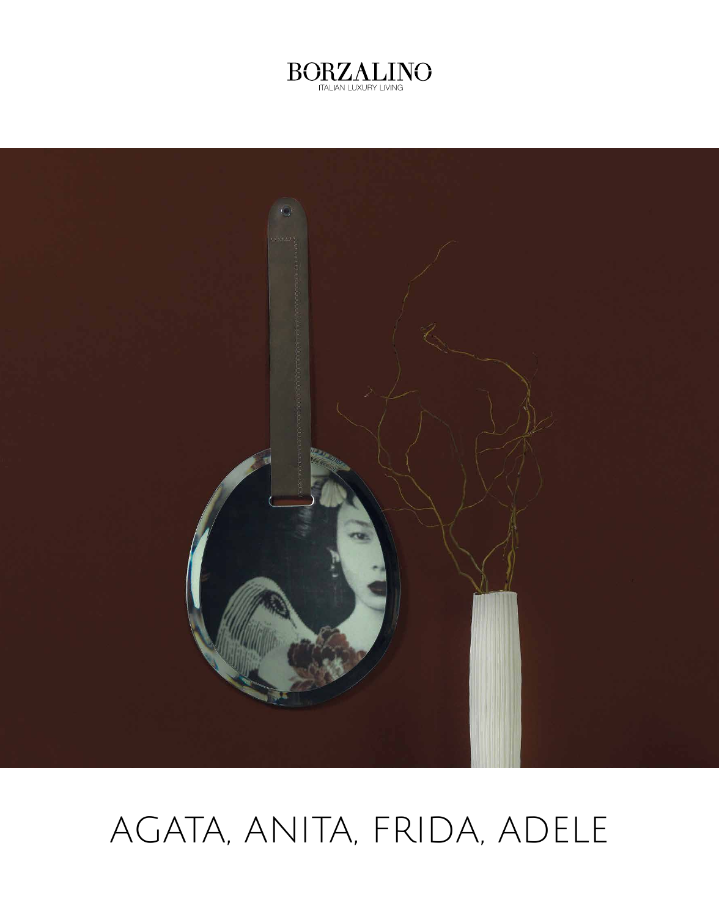BORZALINO
ITALIAN LUXURY LIVING

# AGATA, ANITA, FRIDA, ADELE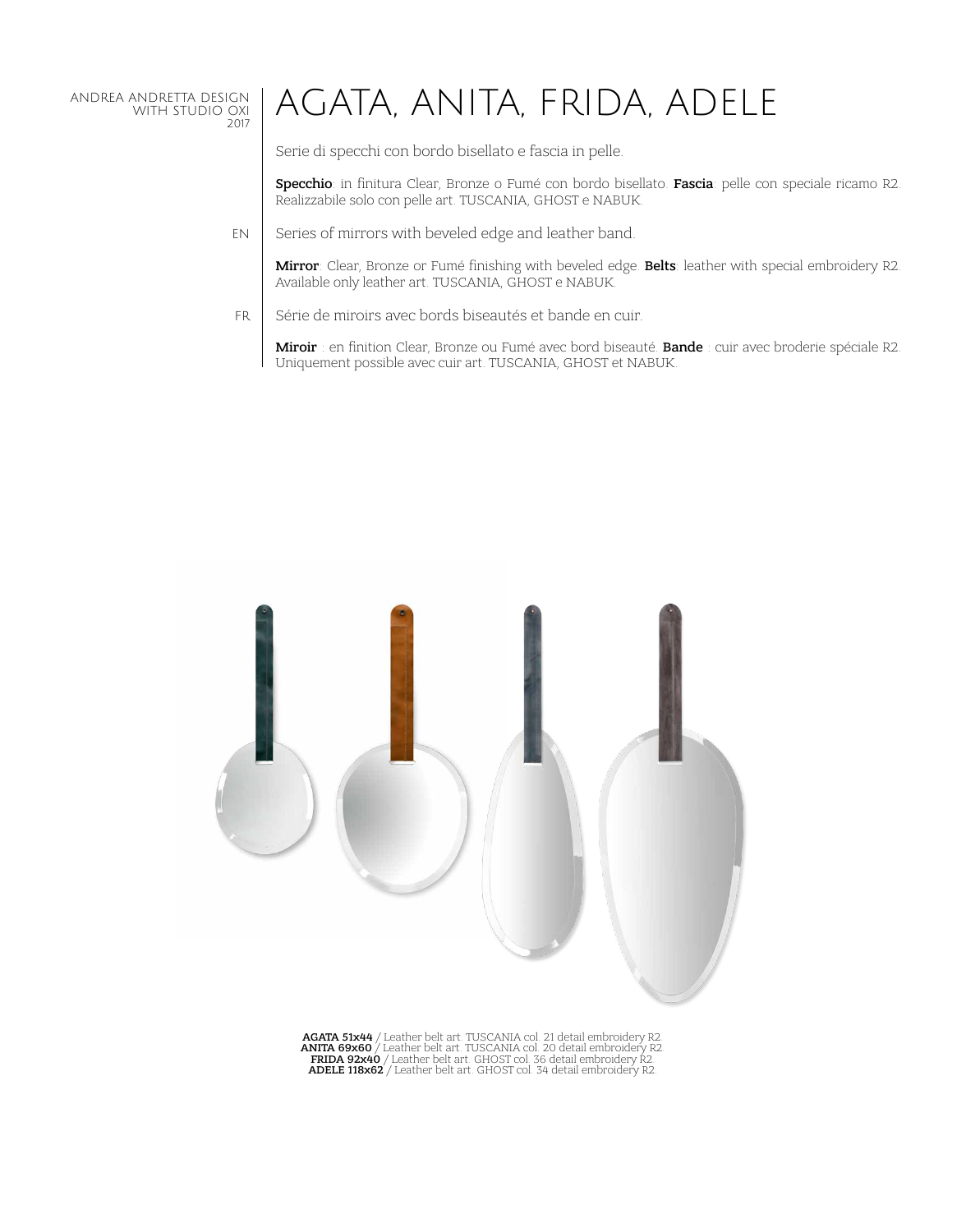ANDREA ANDRETTA DESIGN
WITH STUDIO OXI
2017

# AGATA, ANITA, FRIDA, ADELE

Serie di specchi con bordo bisellato e fascia in pelle.

**Specchio**: in finitura Clear, Bronze o Fumé con bordo bisellato. **Fascia**: pelle con speciale ricamo R2. Realizzabile solo con pelle art. TUSCANIA, GHOST e NABUK.

EN

Series of mirrors with beveled edge and leather band.

**Mirror**: Clear, Bronze or Fumé finishing with beveled edge. **Belts**: leather with special embroidery R2. Available only leather art. TUSCANIA, GHOST e NABUK.

FR

Série de miroirs avec bords biseautés et bande en cuir.

**Miroir** : en finition Clear, Bronze ou Fumé avec bord biseauté. **Bande** : cuir avec broderie spéciale R2. Uniquement possible avec cuir art. TUSCANIA, GHOST et NABUK.

**AGATA 51x44** / Leather belt art. TUSCANIA col. 21 detail embroidery R2
**ANITA 69x60** / Leather belt art. TUSCANIA col. 20 detail embroidery R2
**FRIDA 92x40** / Leather belt art. GHOST col. 36 detail embroidery R2
**ADELE 118x62** / Leather belt art. GHOST col. 34 detail embroidery R2.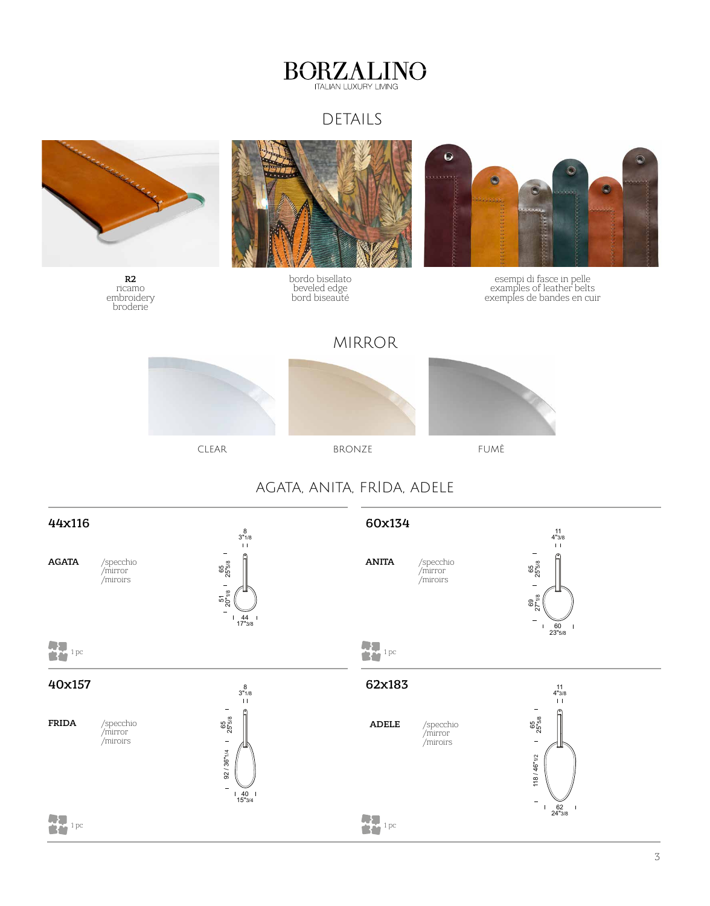# BORZALINO

ITALIAN LUXURY LIVING

## DETAILS

**R2**
ricamo
embroidery
broderie

bordo bisellato
beveled edge
bord biseauté

esempi di fasce in pelle
examples of leather belts
exemples de bandes en cuir

## MIRROR

CLEAR

BRONZE

FUMÈ

## AGATA, ANITA, FRÍDA, ADELE

### 44x116

**AGATA** /specchio /mirror /miroirs

8
3"1/8
65
25"5/8
51
20"1/8
44
17"3/8

1 pc

### 60x134

**ANITA** /specchio /mirror /miroirs

11
4"3/8
65
25"5/8
69
27"1/8
60
23"5/8

1 pc

### 40x157

**FRIDA** /specchio /mirror /miroirs

8
3"1/8
65
25"5/8
92 / 36"1/4
40
15"3/4

1 pc

### 62x183

**ADELE** /specchio /mirror /miroirs

11
4"3/8
65
25"5/8
118 / 46"1/2
62
24"3/8

1 pc